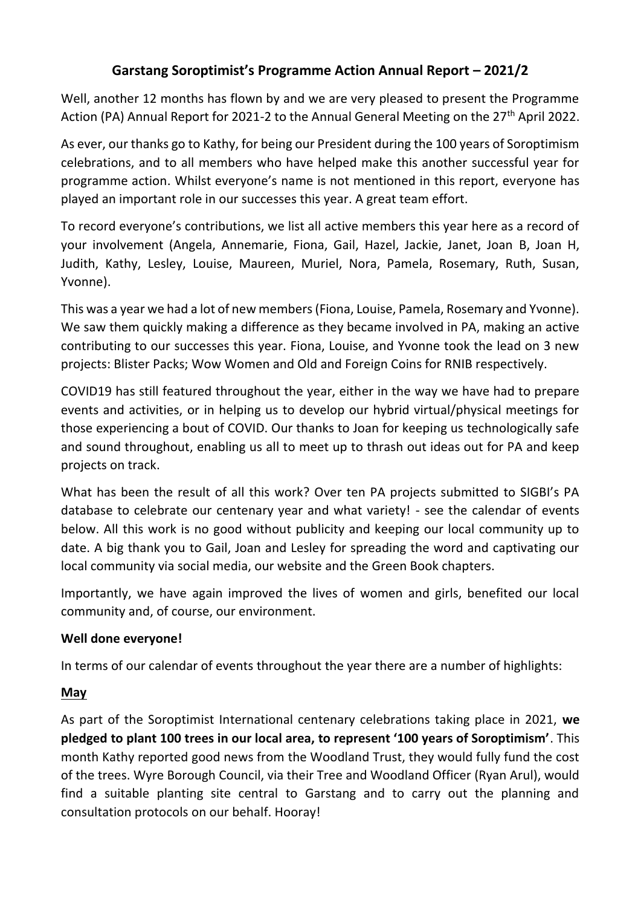# Garstang Soroptimist's Programme Action Annual Report – 2021/2

Well, another 12 months has flown by and we are very pleased to present the Programme Action (PA) Annual Report for 2021-2 to the Annual General Meeting on the 27th April 2022.

As ever, our thanks go to Kathy, for being our President during the 100 years of Soroptimism celebrations, and to all members who have helped make this another successful year for programme action. Whilst everyone's name is not mentioned in this report, everyone has played an important role in our successes this year. A great team effort.

To record everyone's contributions, we list all active members this year here as a record of your involvement (Angela, Annemarie, Fiona, Gail, Hazel, Jackie, Janet, Joan B, Joan H, Judith, Kathy, Lesley, Louise, Maureen, Muriel, Nora, Pamela, Rosemary, Ruth, Susan, Yvonne).

This was a year we had a lot of new members (Fiona, Louise, Pamela, Rosemary and Yvonne). We saw them quickly making a difference as they became involved in PA, making an active contributing to our successes this year. Fiona, Louise, and Yvonne took the lead on 3 new projects: Blister Packs; Wow Women and Old and Foreign Coins for RNIB respectively.

COVID19 has still featured throughout the year, either in the way we have had to prepare events and activities, or in helping us to develop our hybrid virtual/physical meetings for those experiencing a bout of COVID. Our thanks to Joan for keeping us technologically safe and sound throughout, enabling us all to meet up to thrash out ideas out for PA and keep projects on track.

What has been the result of all this work? Over ten PA projects submitted to SIGBI's PA database to celebrate our centenary year and what variety! - see the calendar of events below. All this work is no good without publicity and keeping our local community up to date. A big thank you to Gail, Joan and Lesley for spreading the word and captivating our local community via social media, our website and the Green Book chapters.

Importantly, we have again improved the lives of women and girls, benefited our local community and, of course, our environment.

**Well done everyone!**

In terms of our calendar of events throughout the year there are a number of highlights:

## May

As part of the Soroptimist International centenary celebrations taking place in 2021, **we pledged to plant 100 trees in our local area, to represent '100 years of Soroptimism'**. This month Kathy reported good news from the Woodland Trust, they would fully fund the cost of the trees. Wyre Borough Council, via their Tree and Woodland Officer (Ryan Arul), would find a suitable planting site central to Garstang and to carry out the planning and consultation protocols on our behalf. Hooray!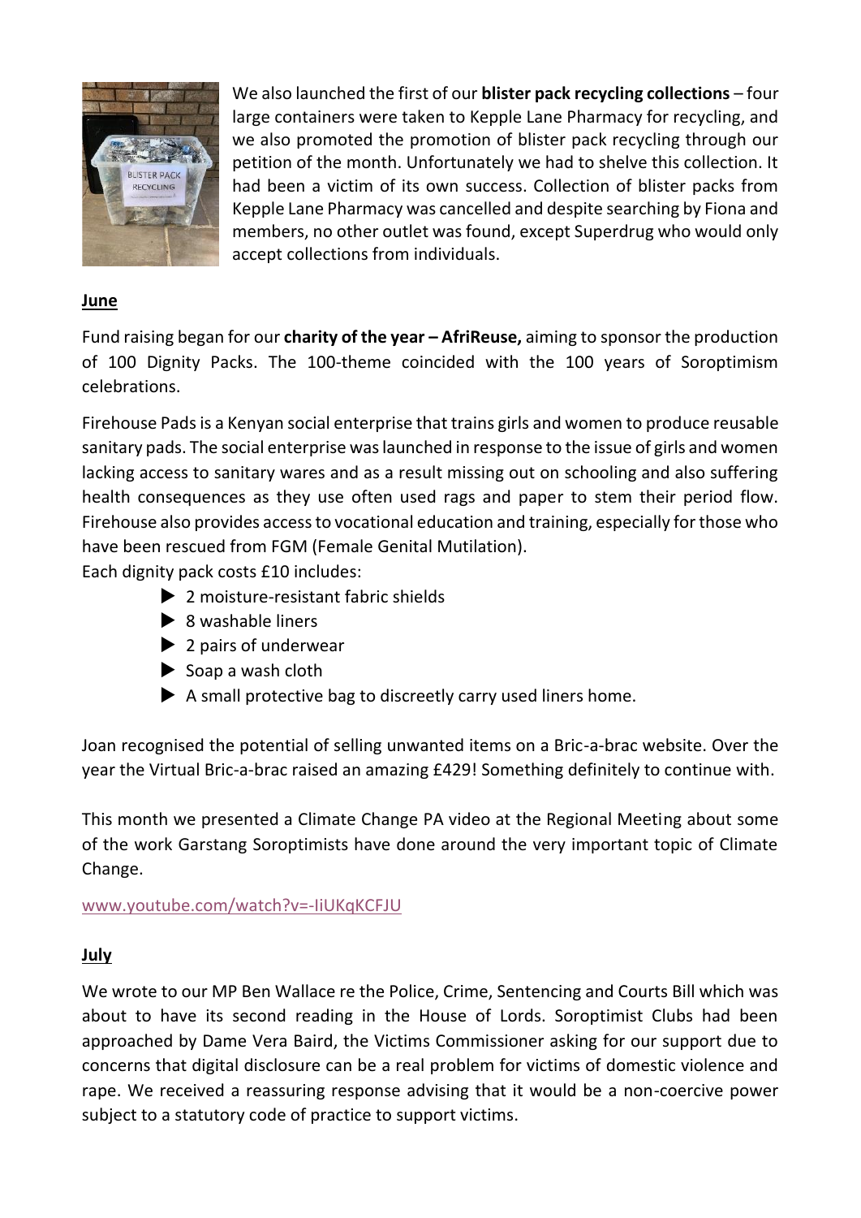We also launched the first of our **blister pack recycling collections** – four large containers were taken to Kepple Lane Pharmacy for recycling, and we also promoted the promotion of blister pack recycling through our petition of the month. Unfortunately we had to shelve this collection. It had been a victim of its own success. Collection of blister packs from Kepple Lane Pharmacy was cancelled and despite searching by Fiona and members, no other outlet was found, except Superdrug who would only accept collections from individuals.

**June**

Fund raising began for our **charity of the year – AfriReuse,** aiming to sponsor the production of 100 Dignity Packs. The 100-theme coincided with the 100 years of Soroptimism celebrations.

Firehouse Pads is a Kenyan social enterprise that trains girls and women to produce reusable sanitary pads. The social enterprise was launched in response to the issue of girls and women lacking access to sanitary wares and as a result missing out on schooling and also suffering health consequences as they use often used rags and paper to stem their period flow. Firehouse also provides access to vocational education and training, especially for those who have been rescued from FGM (Female Genital Mutilation).

Each dignity pack costs £10 includes:

- 2 moisture-resistant fabric shields
- 8 washable liners
- 2 pairs of underwear
- Soap a wash cloth
- A small protective bag to discreetly carry used liners home.

Joan recognised the potential of selling unwanted items on a Bric-a-brac website. Over the year the Virtual Bric-a-brac raised an amazing £429! Something definitely to continue with.

This month we presented a Climate Change PA video at the Regional Meeting about some of the work Garstang Soroptimists have done around the very important topic of Climate Change.

www.youtube.com/watch?v=-IiUKqKCFJU

**July**

We wrote to our MP Ben Wallace re the Police, Crime, Sentencing and Courts Bill which was about to have its second reading in the House of Lords. Soroptimist Clubs had been approached by Dame Vera Baird, the Victims Commissioner asking for our support due to concerns that digital disclosure can be a real problem for victims of domestic violence and rape. We received a reassuring response advising that it would be a non-coercive power subject to a statutory code of practice to support victims.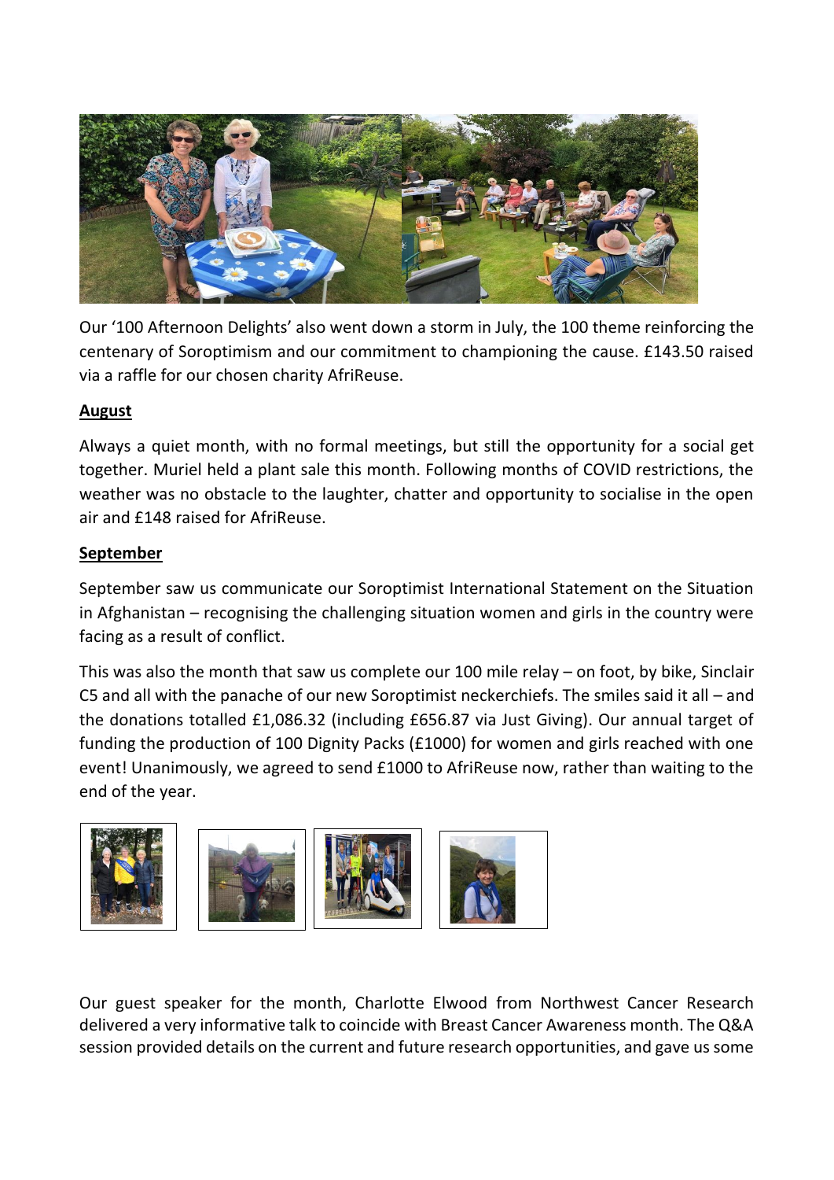Our '100 Afternoon Delights' also went down a storm in July, the 100 theme reinforcing the centenary of Soroptimism and our commitment to championing the cause. £143.50 raised via a raffle for our chosen charity AfriReuse.

**August**

Always a quiet month, with no formal meetings, but still the opportunity for a social get together. Muriel held a plant sale this month. Following months of COVID restrictions, the weather was no obstacle to the laughter, chatter and opportunity to socialise in the open air and £148 raised for AfriReuse.

**September**

September saw us communicate our Soroptimist International Statement on the Situation in Afghanistan – recognising the challenging situation women and girls in the country were facing as a result of conflict.

This was also the month that saw us complete our 100 mile relay – on foot, by bike, Sinclair C5 and all with the panache of our new Soroptimist neckerchiefs. The smiles said it all – and the donations totalled £1,086.32 (including £656.87 via Just Giving). Our annual target of funding the production of 100 Dignity Packs (£1000) for women and girls reached with one event! Unanimously, we agreed to send £1000 to AfriReuse now, rather than waiting to the end of the year.

Our guest speaker for the month, Charlotte Elwood from Northwest Cancer Research delivered a very informative talk to coincide with Breast Cancer Awareness month. The Q&A session provided details on the current and future research opportunities, and gave us some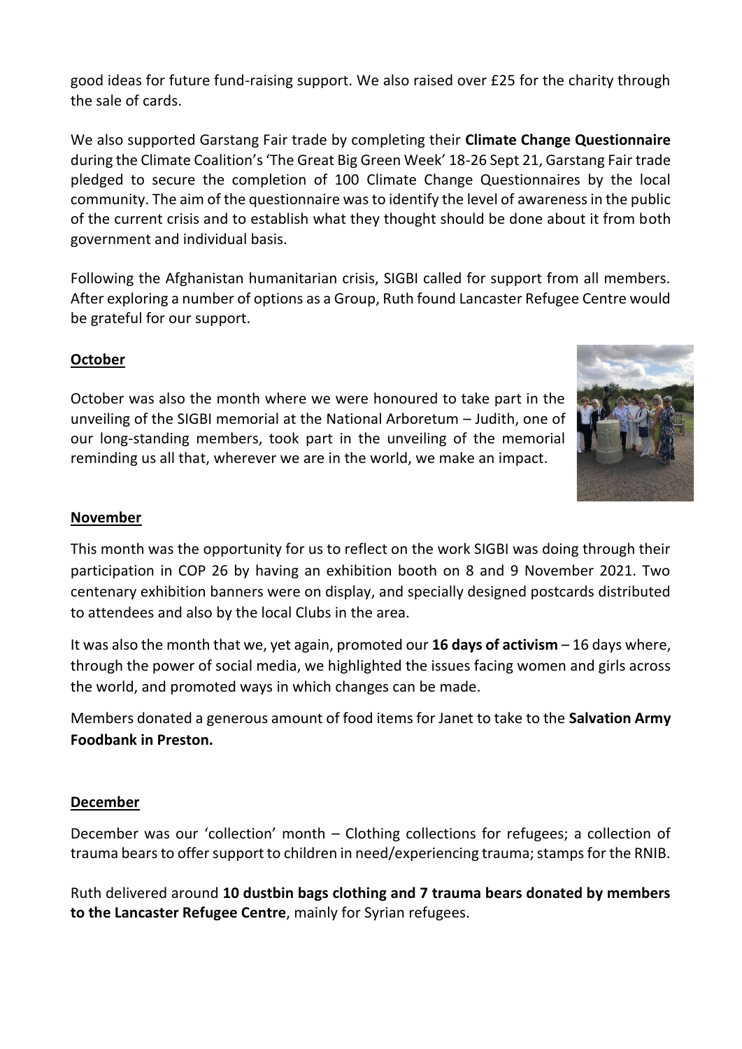good ideas for future fund-raising support. We also raised over £25 for the charity through the sale of cards.

We also supported Garstang Fair trade by completing their **Climate Change Questionnaire** during the Climate Coalition's 'The Great Big Green Week' 18-26 Sept 21, Garstang Fair trade pledged to secure the completion of 100 Climate Change Questionnaires by the local community. The aim of the questionnaire was to identify the level of awareness in the public of the current crisis and to establish what they thought should be done about it from both government and individual basis.

Following the Afghanistan humanitarian crisis, SIGBI called for support from all members. After exploring a number of options as a Group, Ruth found Lancaster Refugee Centre would be grateful for our support.

## October

October was also the month where we were honoured to take part in the unveiling of the SIGBI memorial at the National Arboretum – Judith, one of our long-standing members, took part in the unveiling of the memorial reminding us all that, wherever we are in the world, we make an impact.

## November

This month was the opportunity for us to reflect on the work SIGBI was doing through their participation in COP 26 by having an exhibition booth on 8 and 9 November 2021. Two centenary exhibition banners were on display, and specially designed postcards distributed to attendees and also by the local Clubs in the area.

It was also the month that we, yet again, promoted our **16 days of activism** – 16 days where, through the power of social media, we highlighted the issues facing women and girls across the world, and promoted ways in which changes can be made.

Members donated a generous amount of food items for Janet to take to the **Salvation Army Foodbank in Preston.**

## December

December was our 'collection' month – Clothing collections for refugees; a collection of trauma bears to offer support to children in need/experiencing trauma; stamps for the RNIB.

Ruth delivered around **10 dustbin bags clothing and 7 trauma bears donated by members to the Lancaster Refugee Centre**, mainly for Syrian refugees.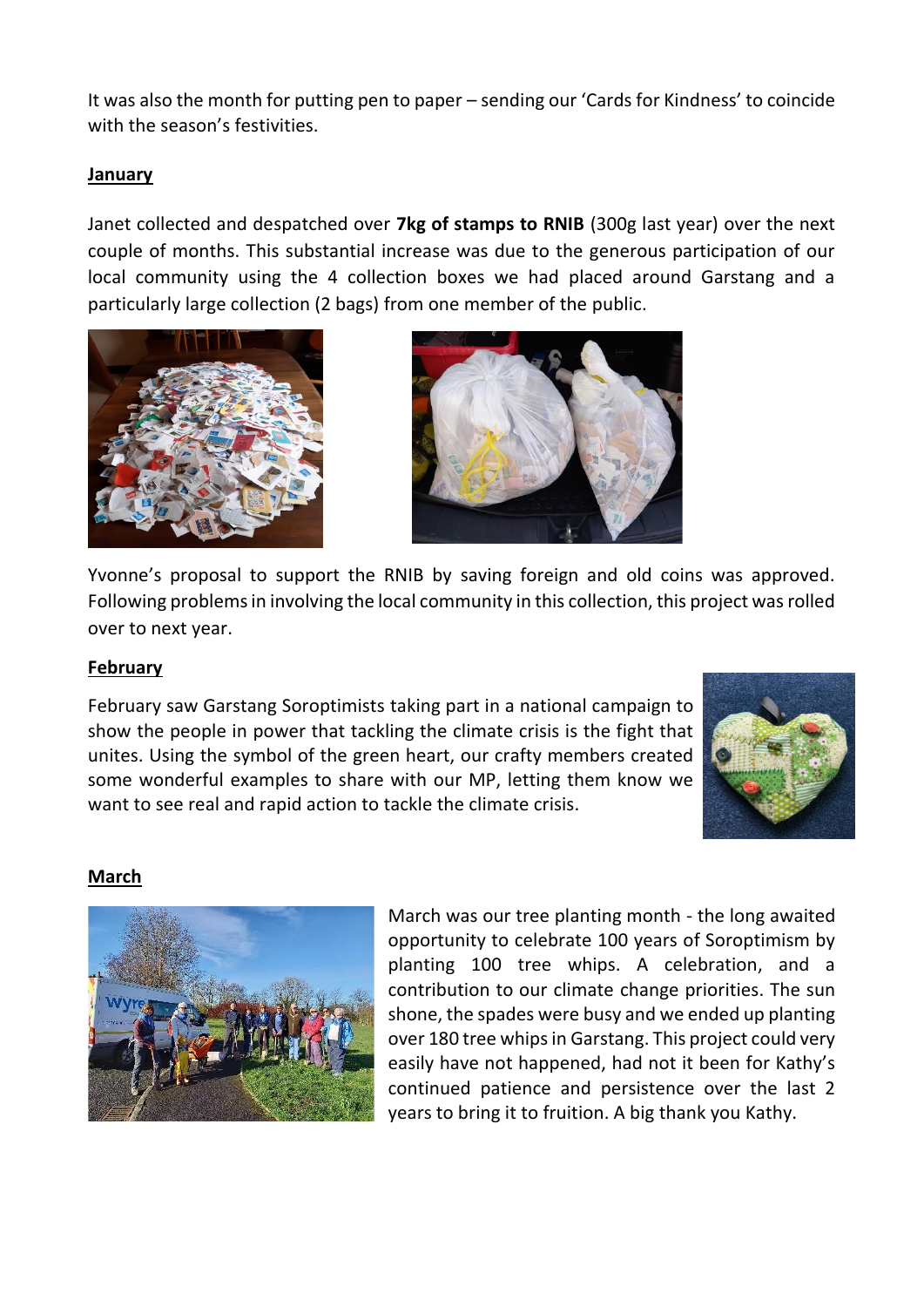It was also the month for putting pen to paper – sending our 'Cards for Kindness' to coincide with the season's festivities.

**<u>January</u>**

Janet collected and despatched over **7kg of stamps to RNIB** (300g last year) over the next couple of months. This substantial increase was due to the generous participation of our local community using the 4 collection boxes we had placed around Garstang and a particularly large collection (2 bags) from one member of the public.

Yvonne's proposal to support the RNIB by saving foreign and old coins was approved. Following problems in involving the local community in this collection, this project was rolled over to next year.

**<u>February</u>**

February saw Garstang Soroptimists taking part in a national campaign to show the people in power that tackling the climate crisis is the fight that unites. Using the symbol of the green heart, our crafty members created some wonderful examples to share with our MP, letting them know we want to see real and rapid action to tackle the climate crisis.

**<u>March</u>**

March was our tree planting month - the long awaited opportunity to celebrate 100 years of Soroptimism by planting 100 tree whips. A celebration, and a contribution to our climate change priorities. The sun shone, the spades were busy and we ended up planting over 180 tree whips in Garstang. This project could very easily have not happened, had not it been for Kathy's continued patience and persistence over the last 2 years to bring it to fruition. A big thank you Kathy.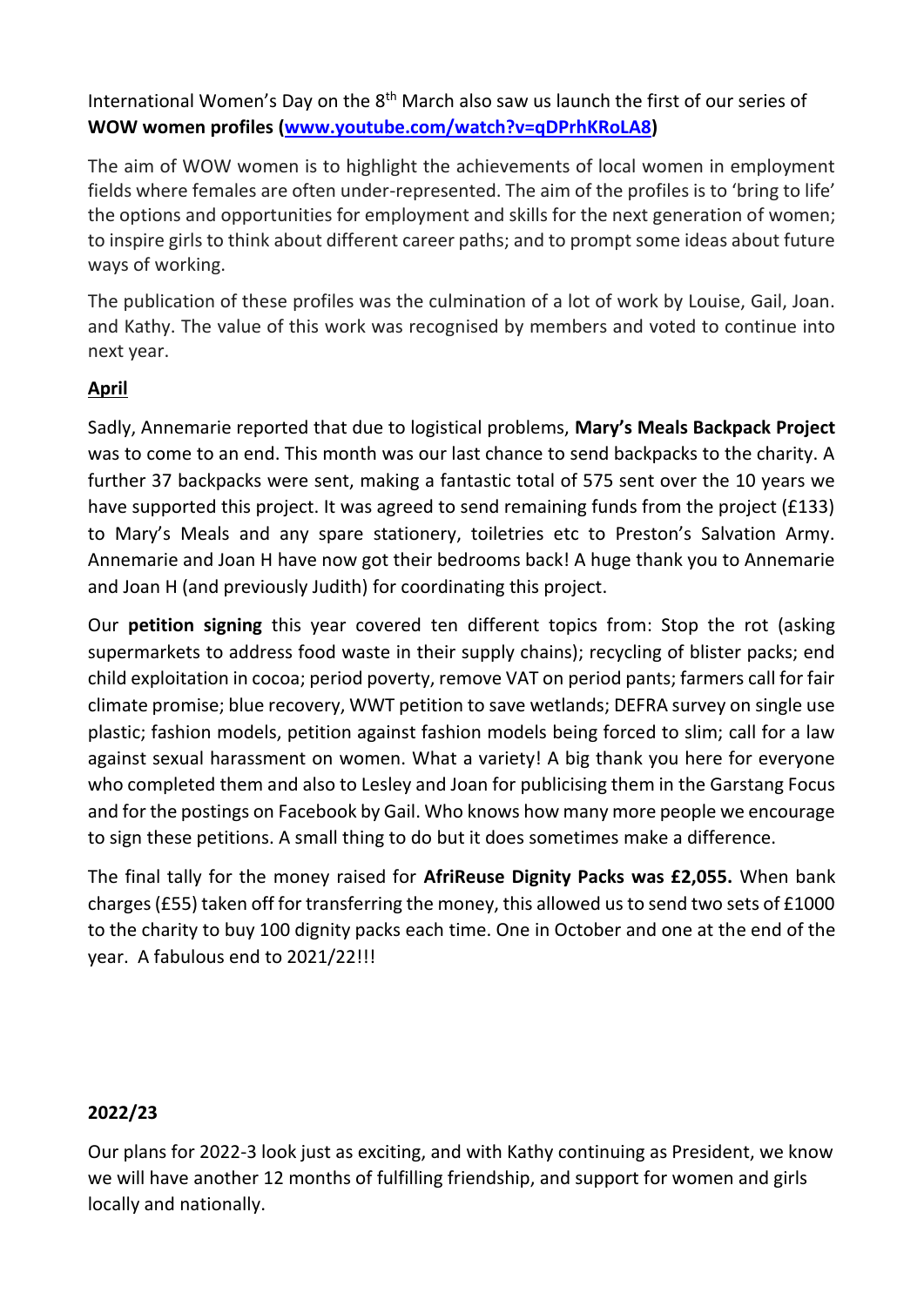International Women's Day on the 8th March also saw us launch the first of our series of **WOW women profiles ([www.youtube.com/watch?v=qDPrhKRoLA8](www.youtube.com/watch?v=qDPrhKRoLA8))**

The aim of WOW women is to highlight the achievements of local women in employment fields where females are often under-represented. The aim of the profiles is to 'bring to life' the options and opportunities for employment and skills for the next generation of women; to inspire girls to think about different career paths; and to prompt some ideas about future ways of working.

The publication of these profiles was the culmination of a lot of work by Louise, Gail, Joan. and Kathy. The value of this work was recognised by members and voted to continue into next year.

**April**

Sadly, Annemarie reported that due to logistical problems, **Mary's Meals Backpack Project** was to come to an end. This month was our last chance to send backpacks to the charity. A further 37 backpacks were sent, making a fantastic total of 575 sent over the 10 years we have supported this project. It was agreed to send remaining funds from the project (£133) to Mary's Meals and any spare stationery, toiletries etc to Preston's Salvation Army. Annemarie and Joan H have now got their bedrooms back! A huge thank you to Annemarie and Joan H (and previously Judith) for coordinating this project.

Our **petition signing** this year covered ten different topics from: Stop the rot (asking supermarkets to address food waste in their supply chains); recycling of blister packs; end child exploitation in cocoa; period poverty, remove VAT on period pants; farmers call for fair climate promise; blue recovery, WWT petition to save wetlands; DEFRA survey on single use plastic; fashion models, petition against fashion models being forced to slim; call for a law against sexual harassment on women. What a variety! A big thank you here for everyone who completed them and also to Lesley and Joan for publicising them in the Garstang Focus and for the postings on Facebook by Gail. Who knows how many more people we encourage to sign these petitions. A small thing to do but it does sometimes make a difference.

The final tally for the money raised for **AfriReuse Dignity Packs was £2,055.** When bank charges (£55) taken off for transferring the money, this allowed us to send two sets of £1000 to the charity to buy 100 dignity packs each time. One in October and one at the end of the year. A fabulous end to 2021/22!!!

**2022/23**

Our plans for 2022-3 look just as exciting, and with Kathy continuing as President, we know we will have another 12 months of fulfilling friendship, and support for women and girls locally and nationally.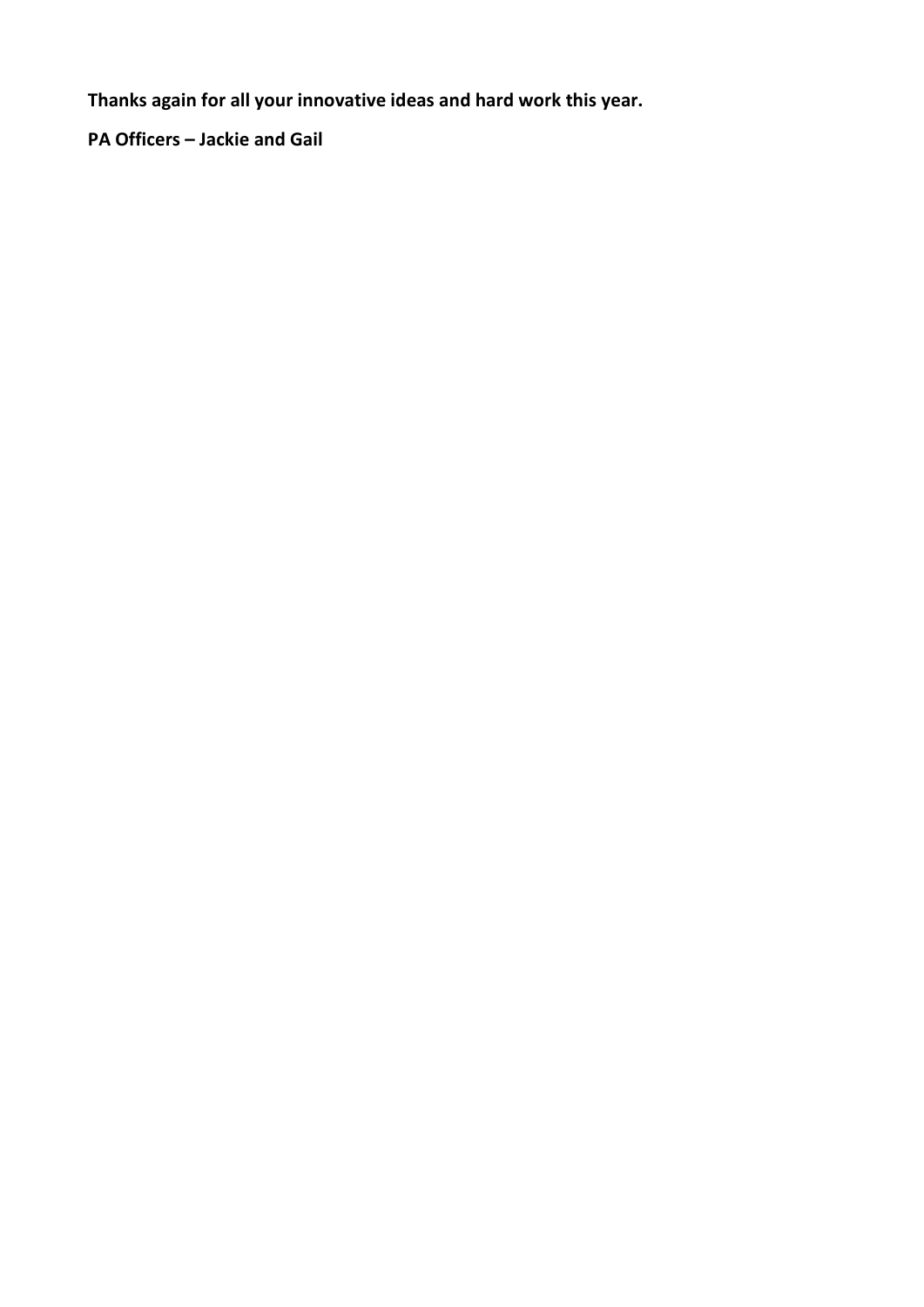**Thanks again for all your innovative ideas and hard work this year.**

**PA Officers – Jackie and Gail**